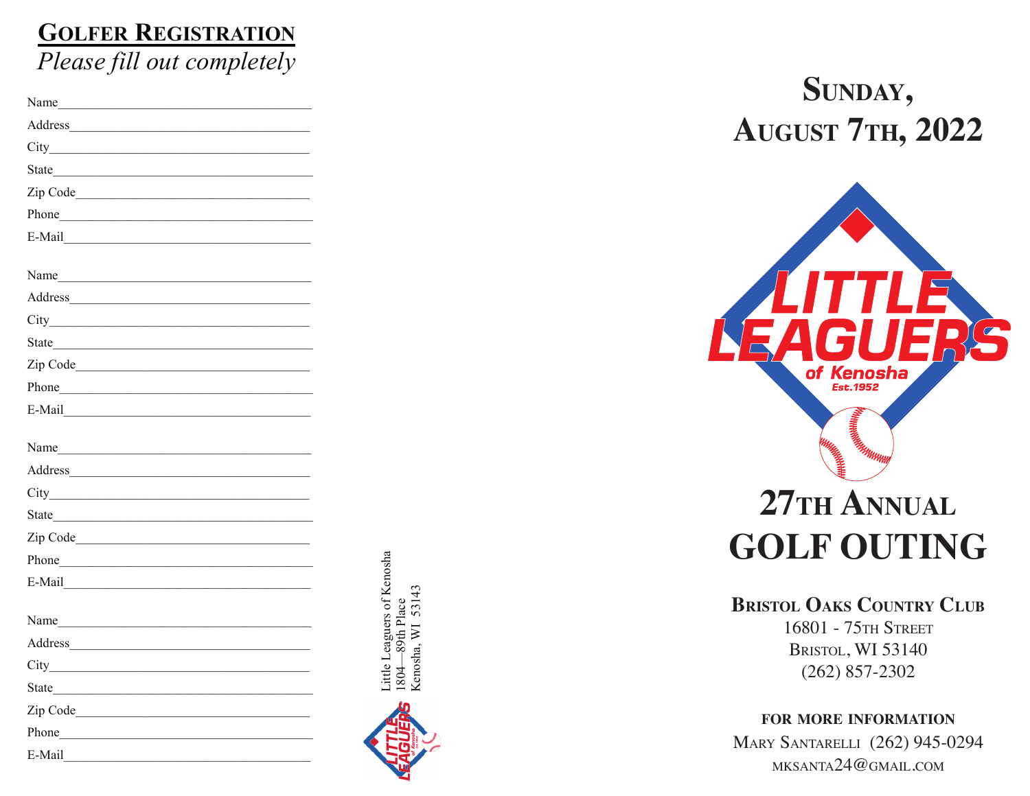## Golfer Registration

*Please fill out completely*

Name\_\_\_\_\_\_\_\_\_\_\_\_\_\_\_\_\_\_\_\_\_\_\_\_\_\_\_\_\_\_\_\_\_\_\_\_\_\_

Address\_\_\_\_\_\_\_\_\_\_\_\_\_\_\_\_\_\_\_\_\_\_\_\_\_\_\_\_\_\_\_\_\_\_\_\_

City\_\_\_\_\_\_\_\_\_\_\_\_\_\_\_\_\_\_\_\_\_\_\_\_\_\_\_\_\_\_\_\_\_\_\_\_\_\_\_

State\_\_\_\_\_\_\_\_\_\_\_\_\_\_\_\_\_\_\_\_\_\_\_\_\_\_\_\_\_\_\_\_\_\_\_\_\_\_\_

Zip Code\_\_\_\_\_\_\_\_\_\_\_\_\_\_\_\_\_\_\_\_\_\_\_\_\_\_\_\_\_\_\_\_\_\_\_

Phone\_\_\_\_\_\_\_\_\_\_\_\_\_\_\_\_\_\_\_\_\_\_\_\_\_\_\_\_\_\_\_\_\_\_\_\_\_\_

E-Mail\_\_\_\_\_\_\_\_\_\_\_\_\_\_\_\_\_\_\_\_\_\_\_\_\_\_\_\_\_\_\_\_\_\_\_\_\_

Name\_\_\_\_\_\_\_\_\_\_\_\_\_\_\_\_\_\_\_\_\_\_\_\_\_\_\_\_\_\_\_\_\_\_\_\_\_\_

Address\_\_\_\_\_\_\_\_\_\_\_\_\_\_\_\_\_\_\_\_\_\_\_\_\_\_\_\_\_\_\_\_\_\_\_\_

City\_\_\_\_\_\_\_\_\_\_\_\_\_\_\_\_\_\_\_\_\_\_\_\_\_\_\_\_\_\_\_\_\_\_\_\_\_\_\_

State\_\_\_\_\_\_\_\_\_\_\_\_\_\_\_\_\_\_\_\_\_\_\_\_\_\_\_\_\_\_\_\_\_\_\_\_\_\_\_

Zip Code\_\_\_\_\_\_\_\_\_\_\_\_\_\_\_\_\_\_\_\_\_\_\_\_\_\_\_\_\_\_\_\_\_\_\_

Phone\_\_\_\_\_\_\_\_\_\_\_\_\_\_\_\_\_\_\_\_\_\_\_\_\_\_\_\_\_\_\_\_\_\_\_\_\_\_

E-Mail\_\_\_\_\_\_\_\_\_\_\_\_\_\_\_\_\_\_\_\_\_\_\_\_\_\_\_\_\_\_\_\_\_\_\_\_\_

Name\_\_\_\_\_\_\_\_\_\_\_\_\_\_\_\_\_\_\_\_\_\_\_\_\_\_\_\_\_\_\_\_\_\_\_\_\_\_

Address\_\_\_\_\_\_\_\_\_\_\_\_\_\_\_\_\_\_\_\_\_\_\_\_\_\_\_\_\_\_\_\_\_\_\_\_

City\_\_\_\_\_\_\_\_\_\_\_\_\_\_\_\_\_\_\_\_\_\_\_\_\_\_\_\_\_\_\_\_\_\_\_\_\_\_\_

State\_\_\_\_\_\_\_\_\_\_\_\_\_\_\_\_\_\_\_\_\_\_\_\_\_\_\_\_\_\_\_\_\_\_\_\_\_\_\_

Zip Code\_\_\_\_\_\_\_\_\_\_\_\_\_\_\_\_\_\_\_\_\_\_\_\_\_\_\_\_\_\_\_\_\_\_\_

Phone\_\_\_\_\_\_\_\_\_\_\_\_\_\_\_\_\_\_\_\_\_\_\_\_\_\_\_\_\_\_\_\_\_\_\_\_\_\_

E-Mail\_\_\_\_\_\_\_\_\_\_\_\_\_\_\_\_\_\_\_\_\_\_\_\_\_\_\_\_\_\_\_\_\_\_\_\_\_

Name\_\_\_\_\_\_\_\_\_\_\_\_\_\_\_\_\_\_\_\_\_\_\_\_\_\_\_\_\_\_\_\_\_\_\_\_\_\_

Address\_\_\_\_\_\_\_\_\_\_\_\_\_\_\_\_\_\_\_\_\_\_\_\_\_\_\_\_\_\_\_\_\_\_\_\_

City\_\_\_\_\_\_\_\_\_\_\_\_\_\_\_\_\_\_\_\_\_\_\_\_\_\_\_\_\_\_\_\_\_\_\_\_\_\_\_

State\_\_\_\_\_\_\_\_\_\_\_\_\_\_\_\_\_\_\_\_\_\_\_\_\_\_\_\_\_\_\_\_\_\_\_\_\_\_\_

Zip Code\_\_\_\_\_\_\_\_\_\_\_\_\_\_\_\_\_\_\_\_\_\_\_\_\_\_\_\_\_\_\_\_\_\_\_

Phone\_\_\_\_\_\_\_\_\_\_\_\_\_\_\_\_\_\_\_\_\_\_\_\_\_\_\_\_\_\_\_\_\_\_\_\_\_\_

E-Mail\_\_\_\_\_\_\_\_\_\_\_\_\_\_\_\_\_\_\_\_\_\_\_\_\_\_\_\_\_\_\_\_\_\_\_\_\_

Little Leaguers of Kenosha
1804—89th Place
Kenosha, WI 53143

# Sunday, August 7th, 2022

LITTLE LEAGUERS of Kenosha Est.1952

# 27th Annual GOLF OUTING

**Bristol Oaks Country Club**
16801 - 75th Street
Bristol, WI 53140
(262) 857-2302

**FOR MORE INFORMATION**
Mary Santarelli (262) 945-0294
mksanta24@gmail.com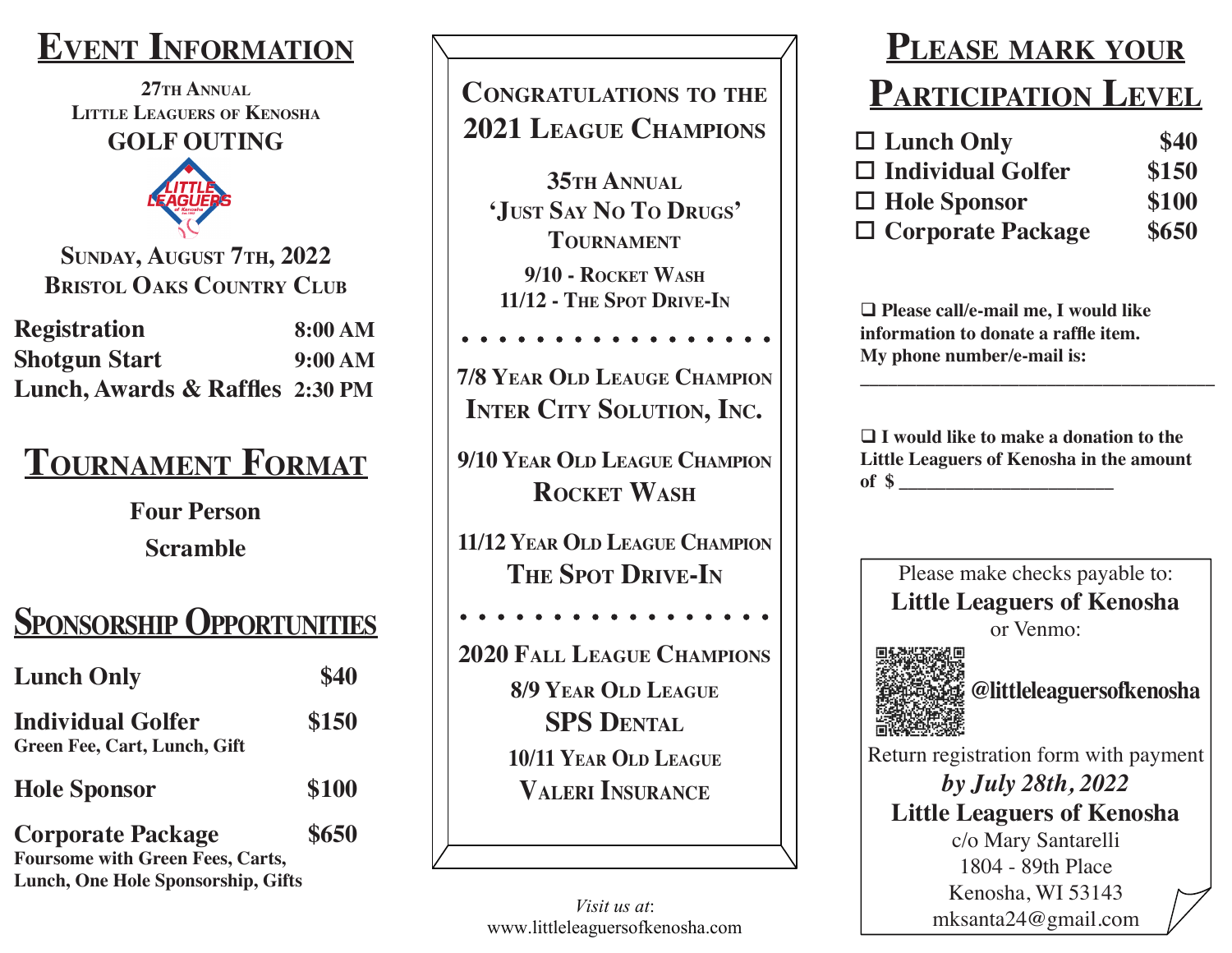# Event Information

**27th Annual**
**Little Leaguers of Kenosha**
**GOLF OUTING**

**Sunday, August 7th, 2022**
**Bristol Oaks Country Club**

| | |
|---|---|
| **Registration** | **8:00 AM** |
| **Shotgun Start** | **9:00 AM** |
| **Lunch, Awards & Raffles** | **2:30 PM** |

# Tournament Format

**Four Person**
**Scramble**

# Sponsorship Opportunities

| | |
|---|---|
| **Lunch Only** | **$40** |
| **Individual Golfer** Green Fee, Cart, Lunch, Gift | **$150** |
| **Hole Sponsor** | **$100** |
| **Corporate Package** Foursome with Green Fees, Carts, Lunch, One Hole Sponsorship, Gifts | **$650** |

## Congratulations to the 2021 League Champions

**35th Annual**
**'Just Say No To Drugs' Tournament**
**9/10 - Rocket Wash**
**11/12 - The Spot Drive-In**

• • • • • • • • • • • • • • • • •

**7/8 Year Old Leauge Champion**
**Inter City Solution, Inc.**

**9/10 Year Old League Champion**
**Rocket Wash**

**11/12 Year Old League Champion**
**The Spot Drive-In**

• • • • • • • • • • • • • • • • •

**2020 Fall League Champions**
**8/9 Year Old League**
**SPS Dental**
**10/11 Year Old League**
**Valeri Insurance**

*Visit us at*:
www.littleleaguersofkenosha.com

# Please mark your Participation Level

| | |
|---|---|
| ☐ **Lunch Only** | **$40** |
| ☐ **Individual Golfer** | **$150** |
| ☐ **Hole Sponsor** | **$100** |
| ☐ **Corporate Package** | **$650** |

❑ **Please call/e-mail me, I would like information to donate a raffle item. My phone number/e-mail is:**

________________________________________

❑ **I would like to make a donation to the Little Leaguers of Kenosha in the amount of $ ______________________**

Please make checks payable to:
**Little Leaguers of Kenosha**
or Venmo:
**@littleleaguersofkenosha**

Return registration form with payment
***by July 28th, 2022***
**Little Leaguers of Kenosha**
c/o Mary Santarelli
1804 - 89th Place
Kenosha, WI 53143
mksanta24@gmail.com